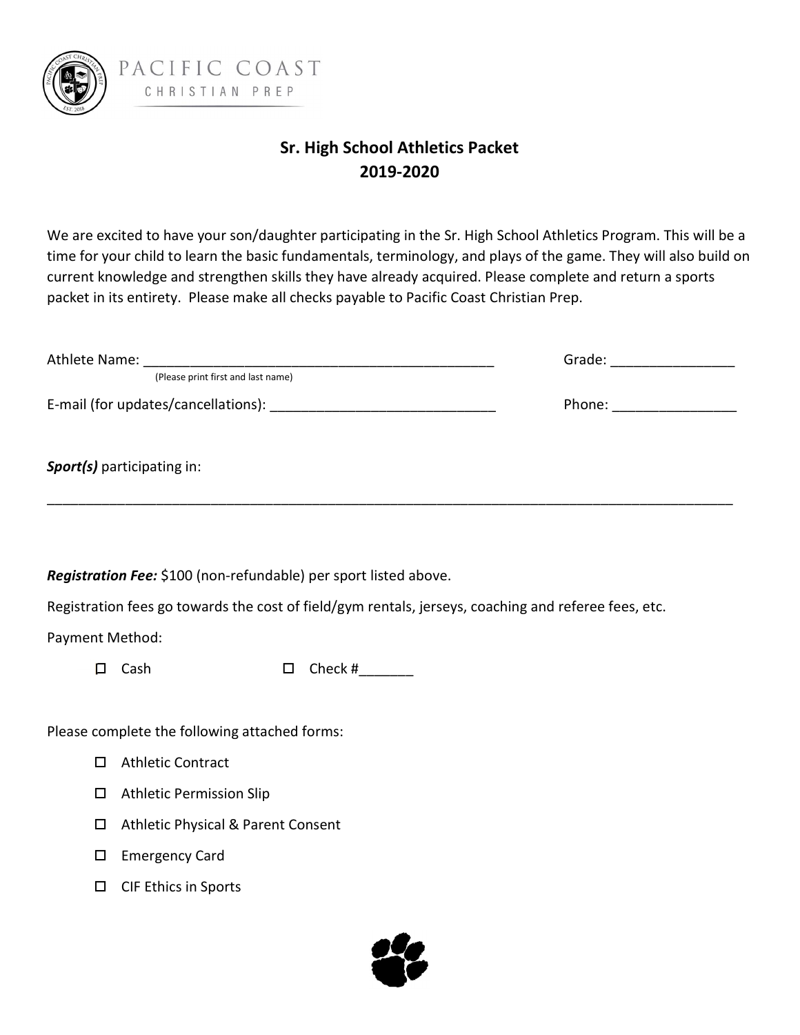PACIFIC COAST
CHRISTIAN PREP

## Sr. High School Athletics Packet
## 2019-2020

We are excited to have your son/daughter participating in the Sr. High School Athletics Program. This will be a time for your child to learn the basic fundamentals, terminology, and plays of the game. They will also build on current knowledge and strengthen skills they have already acquired. Please complete and return a sports packet in its entirety. Please make all checks payable to Pacific Coast Christian Prep.

Athlete Name: _______________________________________________ Grade: ________________
(Please print first and last name)

E-mail (for updates/cancellations): _____________________________ Phone: ________________

***Sport(s)*** participating in:

_____________________________________________________________________________________________

***Registration Fee:*** $100 (non-refundable) per sport listed above.

Registration fees go towards the cost of field/gym rentals, jerseys, coaching and referee fees, etc.

Payment Method:

- ☐ Cash
- ☐ Check #_______

Please complete the following attached forms:

- ☐ Athletic Contract
- ☐ Athletic Permission Slip
- ☐ Athletic Physical & Parent Consent
- ☐ Emergency Card
- ☐ CIF Ethics in Sports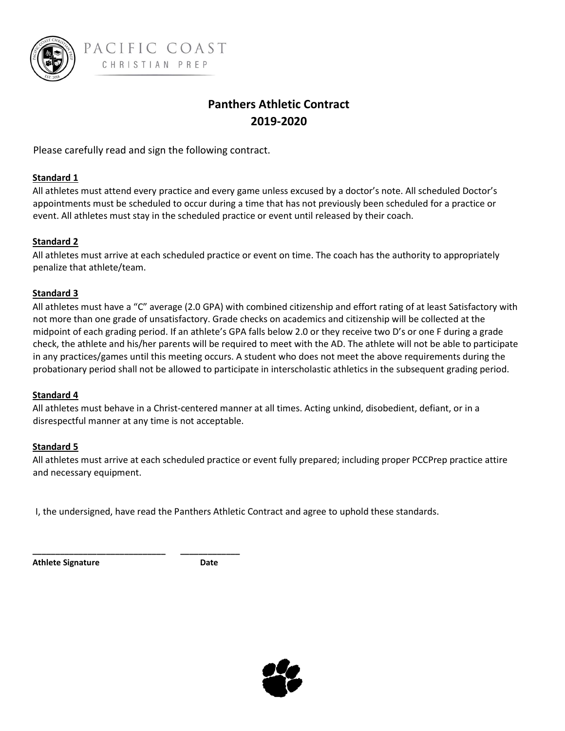PACIFIC COAST
CHRISTIAN PREP

# Panthers Athletic Contract
# 2019-2020

Please carefully read and sign the following contract.

**Standard 1**

All athletes must attend every practice and every game unless excused by a doctor's note. All scheduled Doctor's appointments must be scheduled to occur during a time that has not previously been scheduled for a practice or event. All athletes must stay in the scheduled practice or event until released by their coach.

**Standard 2**

All athletes must arrive at each scheduled practice or event on time. The coach has the authority to appropriately penalize that athlete/team.

**Standard 3**

All athletes must have a "C" average (2.0 GPA) with combined citizenship and effort rating of at least Satisfactory with not more than one grade of unsatisfactory. Grade checks on academics and citizenship will be collected at the midpoint of each grading period. If an athlete's GPA falls below 2.0 or they receive two D's or one F during a grade check, the athlete and his/her parents will be required to meet with the AD. The athlete will not be able to participate in any practices/games until this meeting occurs. A student who does not meet the above requirements during the probationary period shall not be allowed to participate in interscholastic athletics in the subsequent grading period.

**Standard 4**

All athletes must behave in a Christ-centered manner at all times. Acting unkind, disobedient, defiant, or in a disrespectful manner at any time is not acceptable.

**Standard 5**

All athletes must arrive at each scheduled practice or event fully prepared; including proper PCCPrep practice attire and necessary equipment.

I, the undersigned, have read the Panthers Athletic Contract and agree to uphold these standards.

___________________________ ____________

**Athlete Signature** **Date**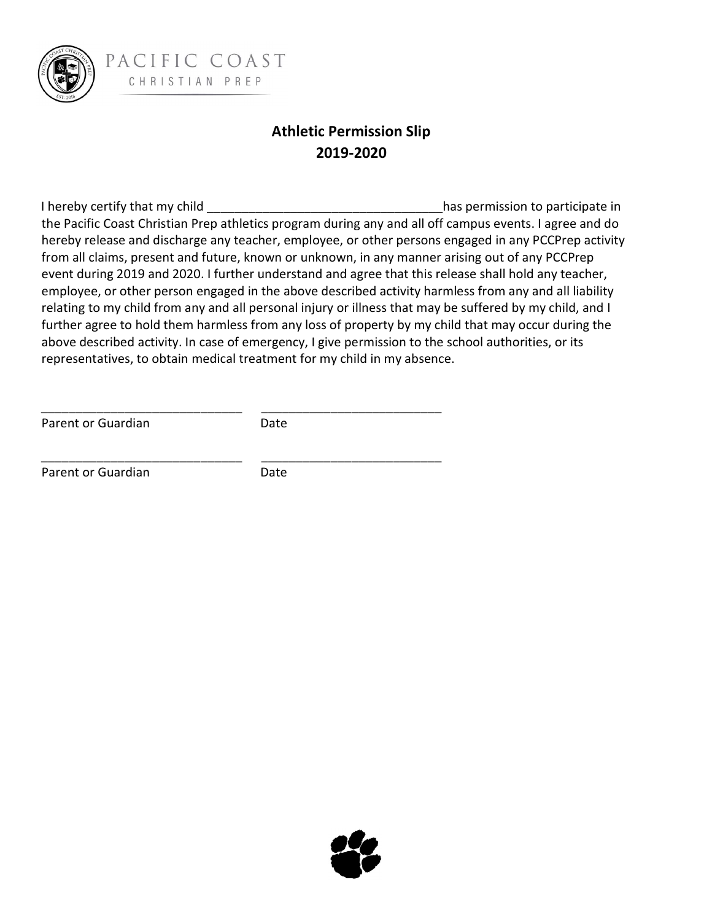PACIFIC COAST
CHRISTIAN PREP

## Athletic Permission Slip
## 2019-2020

I hereby certify that my child _________________________________has permission to participate in the Pacific Coast Christian Prep athletics program during any and all off campus events. I agree and do hereby release and discharge any teacher, employee, or other persons engaged in any PCCPrep activity from all claims, present and future, known or unknown, in any manner arising out of any PCCPrep event during 2019 and 2020. I further understand and agree that this release shall hold any teacher, employee, or other person engaged in the above described activity harmless from any and all liability relating to my child from any and all personal injury or illness that may be suffered by my child, and I further agree to hold them harmless from any loss of property by my child that may occur during the above described activity. In case of emergency, I give permission to the school authorities, or its representatives, to obtain medical treatment for my child in my absence.

_____________________________ _________________________

Parent or Guardian Date

_____________________________ _________________________

Parent or Guardian Date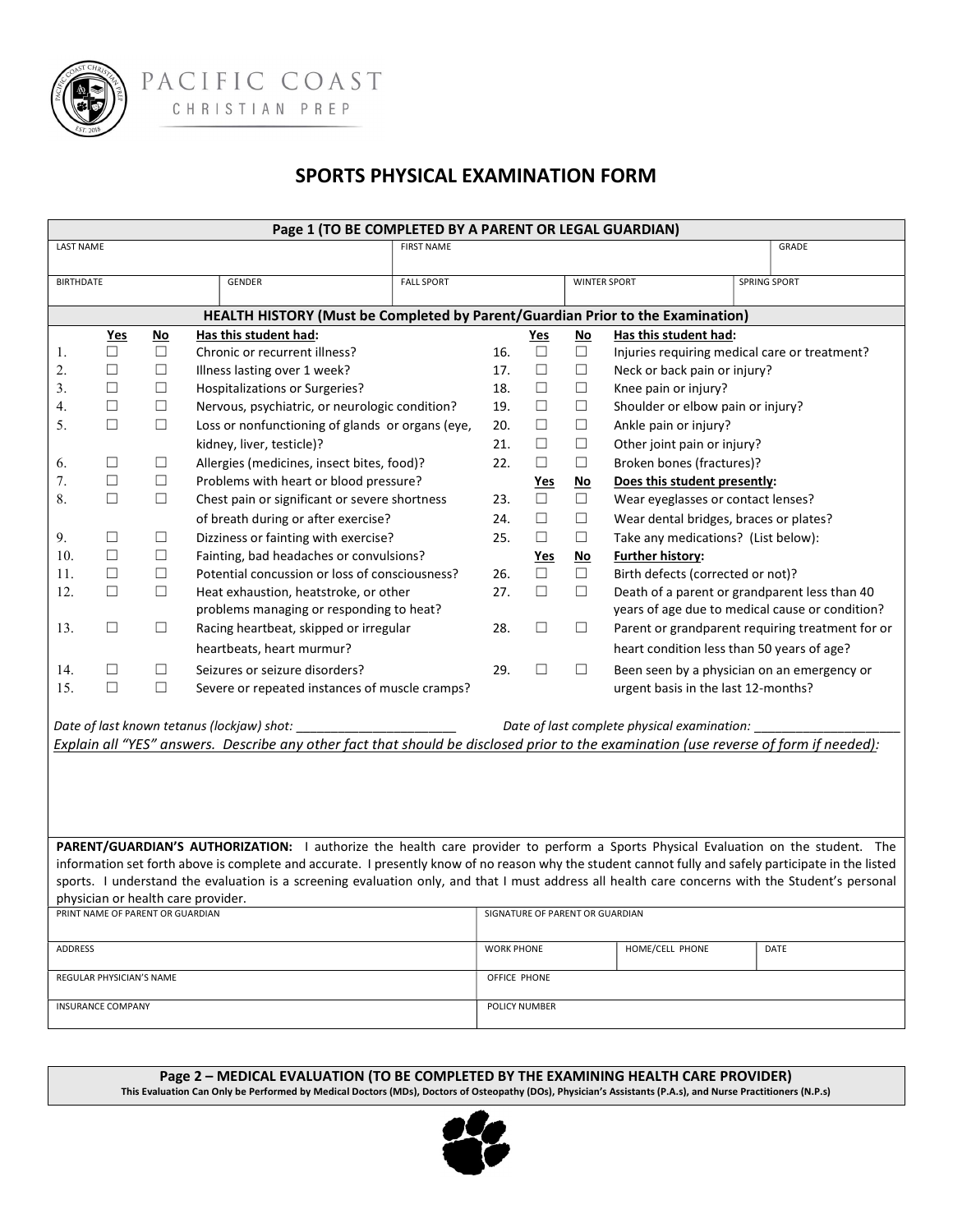PACIFIC COAST
CHRISTIAN PREP

# SPORTS PHYSICAL EXAMINATION FORM

## Page 1 (TO BE COMPLETED BY A PARENT OR LEGAL GUARDIAN)

| LAST NAME | FIRST NAME | | GRADE |
|---|---|---|---|
| | | | |

| BIRTHDATE | GENDER | FALL SPORT | WINTER SPORT | SPRING SPORT |
|---|---|---|---|---|
| | | | | |

### HEALTH HISTORY (Must be Completed by Parent/Guardian Prior to the Examination)

| | Yes | No | Has this student had: |
|---|---|---|---|
| 1. | ☐ | ☐ | Chronic or recurrent illness? |
| 2. | ☐ | ☐ | Illness lasting over 1 week? |
| 3. | ☐ | ☐ | Hospitalizations or Surgeries? |
| 4. | ☐ | ☐ | Nervous, psychiatric, or neurologic condition? |
| 5. | ☐ | ☐ | Loss or nonfunctioning of glands or organs (eye, kidney, liver, testicle)? |
| 6. | ☐ | ☐ | Allergies (medicines, insect bites, food)? |
| 7. | ☐ | ☐ | Problems with heart or blood pressure? |
| 8. | ☐ | ☐ | Chest pain or significant or severe shortness of breath during or after exercise? |
| 9. | ☐ | ☐ | Dizziness or fainting with exercise? |
| 10. | ☐ | ☐ | Fainting, bad headaches or convulsions? |
| 11. | ☐ | ☐ | Potential concussion or loss of consciousness? |
| 12. | ☐ | ☐ | Heat exhaustion, heatstroke, or other problems managing or responding to heat? |
| 13. | ☐ | ☐ | Racing heartbeat, skipped or irregular heartbeats, heart murmur? |
| 14. | ☐ | ☐ | Seizures or seizure disorders? |
| 15. | ☐ | ☐ | Severe or repeated instances of muscle cramps? |

| | Yes | No | Has this student had: |
|---|---|---|---|
| 16. | ☐ | ☐ | Injuries requiring medical care or treatment? |
| 17. | ☐ | ☐ | Neck or back pain or injury? |
| 18. | ☐ | ☐ | Knee pain or injury? |
| 19. | ☐ | ☐ | Shoulder or elbow pain or injury? |
| 20. | ☐ | ☐ | Ankle pain or injury? |
| 21. | ☐ | ☐ | Other joint pain or injury? |
| 22. | ☐ | ☐ | Broken bones (fractures)? |
| | **Yes** | **No** | **Does this student presently:** |
| 23. | ☐ | ☐ | Wear eyeglasses or contact lenses? |
| 24. | ☐ | ☐ | Wear dental bridges, braces or plates? |
| 25. | ☐ | ☐ | Take any medications? (List below): |
| | **Yes** | **No** | **Further history:** |
| 26. | ☐ | ☐ | Birth defects (corrected or not)? |
| 27. | ☐ | ☐ | Death of a parent or grandparent less than 40 years of age due to medical cause or condition? |
| 28. | ☐ | ☐ | Parent or grandparent requiring treatment for or heart condition less than 50 years of age? |
| 29. | ☐ | ☐ | Been seen by a physician on an emergency or urgent basis in the last 12-months? |

*Date of last known tetanus (lockjaw) shot:* ______________________ *Date of last complete physical examination:* ____________________

*Explain all "YES" answers. Describe any other fact that should be disclosed prior to the examination (use reverse of form if needed):*

**PARENT/GUARDIAN'S AUTHORIZATION:** I authorize the health care provider to perform a Sports Physical Evaluation on the student. The information set forth above is complete and accurate. I presently know of no reason why the student cannot fully and safely participate in the listed sports. I understand the evaluation is a screening evaluation only, and that I must address all health care concerns with the Student's personal physician or health care provider.

| PRINT NAME OF PARENT OR GUARDIAN | SIGNATURE OF PARENT OR GUARDIAN | | |
|---|---|---|---|
| | | | |
| ADDRESS | WORK PHONE | HOME/CELL PHONE | DATE |
| | | | |
| REGULAR PHYSICIAN'S NAME | OFFICE PHONE | | |
| | | | |
| INSURANCE COMPANY | POLICY NUMBER | | |
| | | | |

## Page 2 – MEDICAL EVALUATION (TO BE COMPLETED BY THE EXAMINING HEALTH CARE PROVIDER)

**This Evaluation Can Only be Performed by Medical Doctors (MDs), Doctors of Osteopathy (DOs), Physician's Assistants (P.A.s), and Nurse Practitioners (N.P.s)**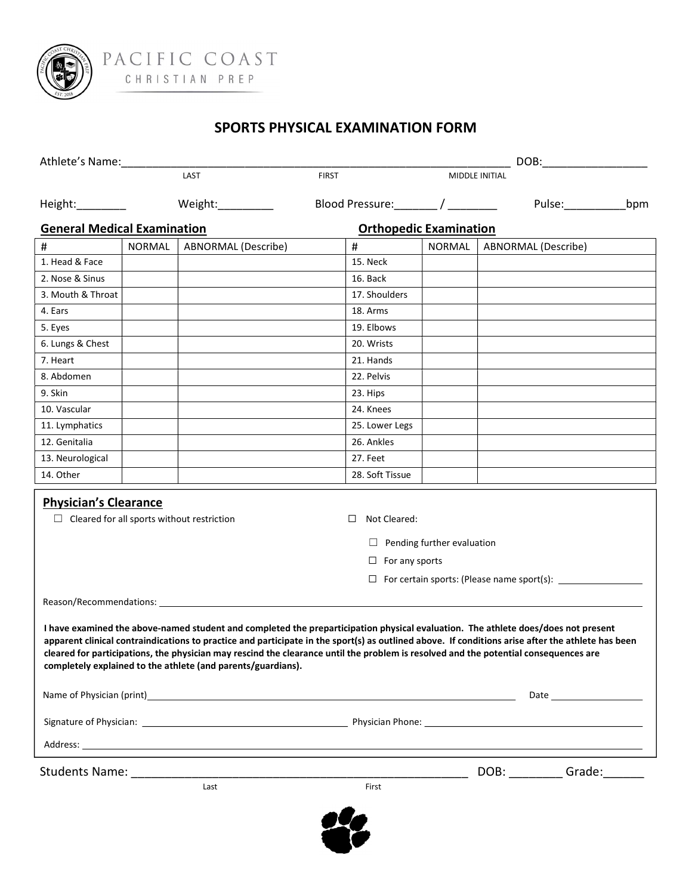PACIFIC COAST
CHRISTIAN PREP

# SPORTS PHYSICAL EXAMINATION FORM

Athlete's Name:_______________________________________________________________ DOB:________________
LAST FIRST MIDDLE INITIAL

Height:________ Weight:_________ Blood Pressure:_______ / ________ Pulse:__________bpm

**General Medical Examination** | **Orthopedic Examination**

| # | NORMAL | ABNORMAL (Describe) | # | NORMAL | ABNORMAL (Describe) |
|---|---|---|---|---|---|
| 1. Head & Face | | | 15. Neck | | |
| 2. Nose & Sinus | | | 16. Back | | |
| 3. Mouth & Throat | | | 17. Shoulders | | |
| 4. Ears | | | 18. Arms | | |
| 5. Eyes | | | 19. Elbows | | |
| 6. Lungs & Chest | | | 20. Wrists | | |
| 7. Heart | | | 21. Hands | | |
| 8. Abdomen | | | 22. Pelvis | | |
| 9. Skin | | | 23. Hips | | |
| 10. Vascular | | | 24. Knees | | |
| 11. Lymphatics | | | 25. Lower Legs | | |
| 12. Genitalia | | | 26. Ankles | | |
| 13. Neurological | | | 27. Feet | | |
| 14. Other | | | 28. Soft Tissue | | |

## Physician's Clearance

☐ Cleared for all sports without restriction

☐ Not Cleared:

- ☐ Pending further evaluation
- ☐ For any sports
- ☐ For certain sports: (Please name sport(s): ________________

Reason/Recommendations: ____________________________________________________________________________

**I have examined the above-named student and completed the preparticipation physical evaluation. The athlete does/does not present apparent clinical contraindications to practice and participate in the sport(s) as outlined above. If conditions arise after the athlete has been cleared for participations, the physician may rescind the clearance until the problem is resolved and the potential consequences are completely explained to the athlete (and parents/guardians).**

Name of Physician (print)________________________________________________________________ Date __________________

Signature of Physician: ________________________________________ Physician Phone: ____________________________________________

Address: ____________________________________________________________________________________________________________

Students Name: ___________________________________________________ DOB: ________ Grade:______
Last First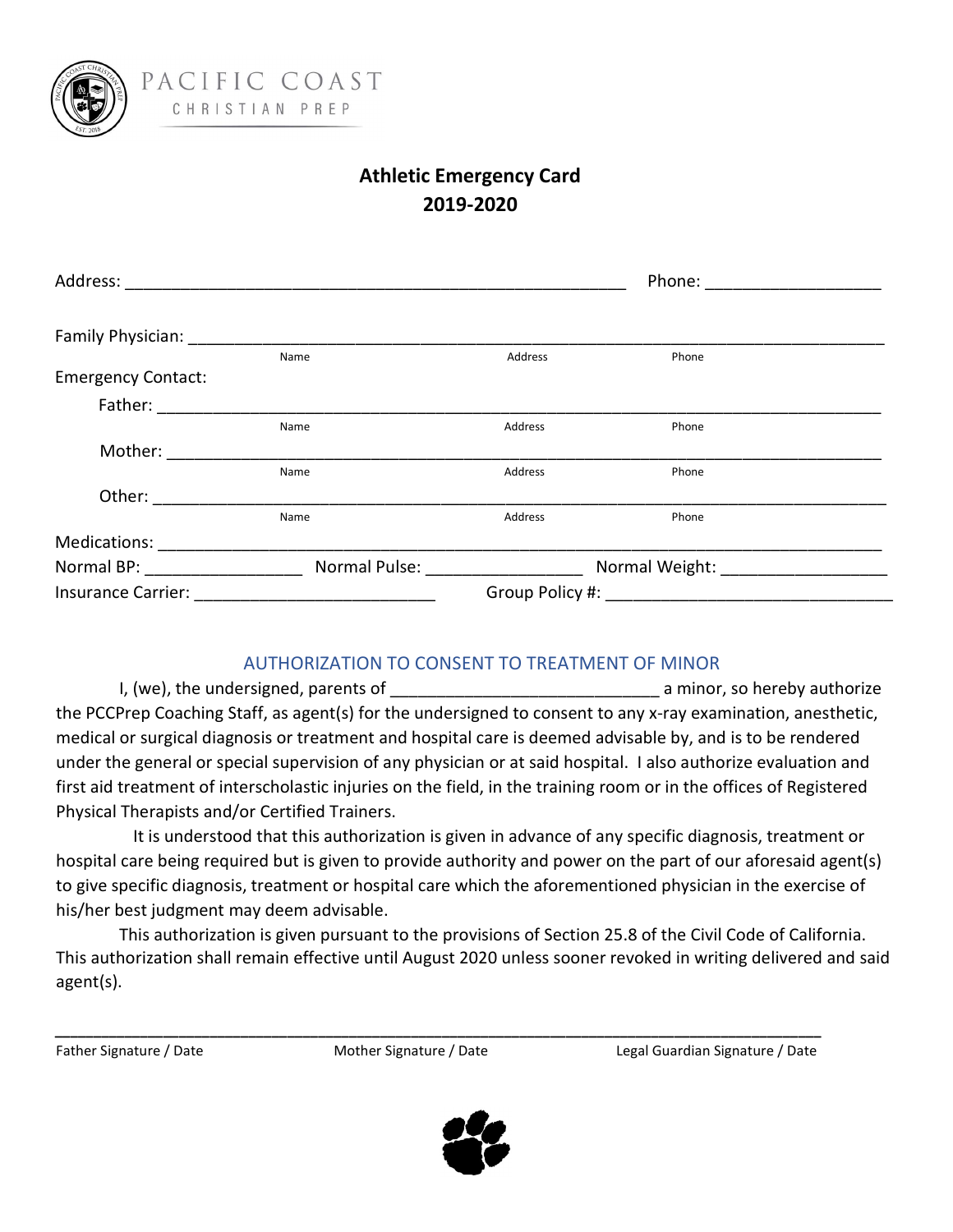PACIFIC COAST
CHRISTIAN PREP

## Athletic Emergency Card
## 2019-2020

Address: ________________________________________________ Phone: ________________

Family Physician: ____________________________________________________________
Name Address Phone

Emergency Contact:

Father: ____________________________________________________________
Name Address Phone

Mother: ____________________________________________________________
Name Address Phone

Other: ____________________________________________________________
Name Address Phone

Medications: ____________________________________________________________

Normal BP: ______________ Normal Pulse: ______________ Normal Weight: ______________

Insurance Carrier: ____________________ Group Policy #: ________________________

### AUTHORIZATION TO CONSENT TO TREATMENT OF MINOR

I, (we), the undersigned, parents of ________________________ a minor, so hereby authorize the PCCPrep Coaching Staff, as agent(s) for the undersigned to consent to any x-ray examination, anesthetic, medical or surgical diagnosis or treatment and hospital care is deemed advisable by, and is to be rendered under the general or special supervision of any physician or at said hospital. I also authorize evaluation and first aid treatment of interscholastic injuries on the field, in the training room or in the offices of Registered Physical Therapists and/or Certified Trainers.

It is understood that this authorization is given in advance of any specific diagnosis, treatment or hospital care being required but is given to provide authority and power on the part of our aforesaid agent(s) to give specific diagnosis, treatment or hospital care which the aforementioned physician in the exercise of his/her best judgment may deem advisable.

This authorization is given pursuant to the provisions of Section 25.8 of the Civil Code of California. This authorization shall remain effective until August 2020 unless sooner revoked in writing delivered and said agent(s).

______________________________________________________________________

Father Signature / Date Mother Signature / Date Legal Guardian Signature / Date